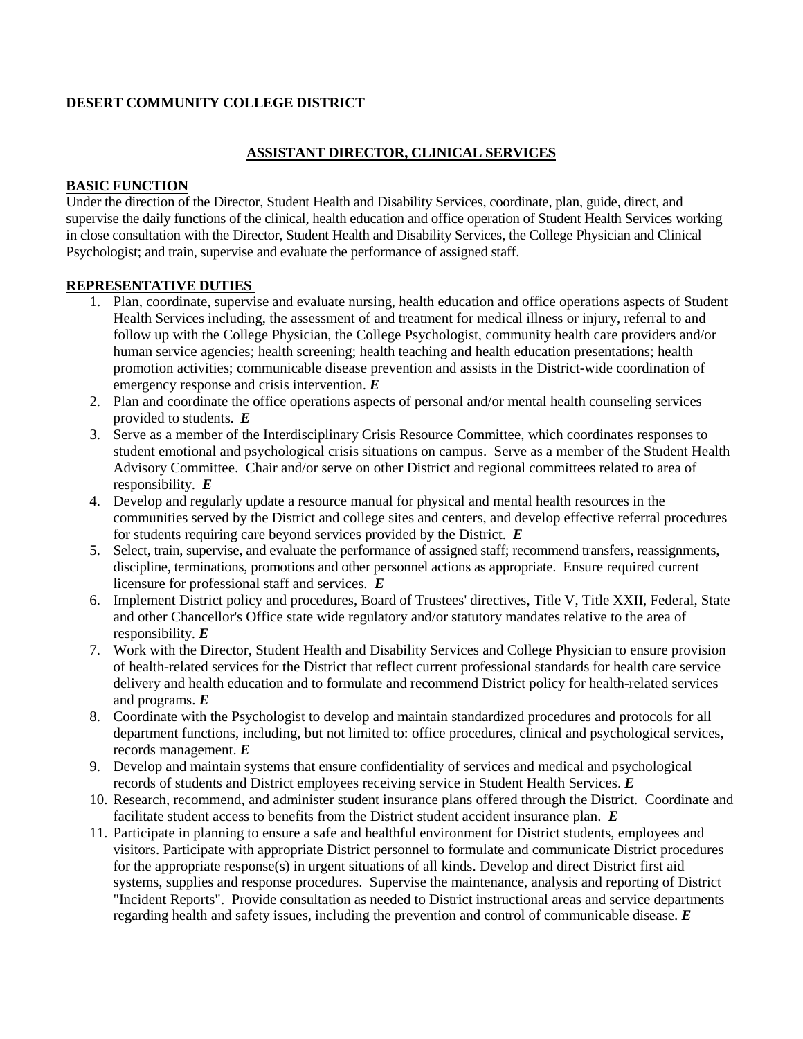**DESERT COMMUNITY COLLEGE DISTRICT**

## ASSISTANT DIRECTOR, CLINICAL SERVICES

**BASIC FUNCTION**

Under the direction of the Director, Student Health and Disability Services, coordinate, plan, guide, direct, and supervise the daily functions of the clinical, health education and office operation of Student Health Services working in close consultation with the Director, Student Health and Disability Services, the College Physician and Clinical Psychologist; and train, supervise and evaluate the performance of assigned staff.

**REPRESENTATIVE DUTIES**

1. Plan, coordinate, supervise and evaluate nursing, health education and office operations aspects of Student Health Services including, the assessment of and treatment for medical illness or injury, referral to and follow up with the College Physician, the College Psychologist, community health care providers and/or human service agencies; health screening; health teaching and health education presentations; health promotion activities; communicable disease prevention and assists in the District-wide coordination of emergency response and crisis intervention. ***E***
2. Plan and coordinate the office operations aspects of personal and/or mental health counseling services provided to students. ***E***
3. Serve as a member of the Interdisciplinary Crisis Resource Committee, which coordinates responses to student emotional and psychological crisis situations on campus. Serve as a member of the Student Health Advisory Committee. Chair and/or serve on other District and regional committees related to area of responsibility. ***E***
4. Develop and regularly update a resource manual for physical and mental health resources in the communities served by the District and college sites and centers, and develop effective referral procedures for students requiring care beyond services provided by the District. ***E***
5. Select, train, supervise, and evaluate the performance of assigned staff; recommend transfers, reassignments, discipline, terminations, promotions and other personnel actions as appropriate. Ensure required current licensure for professional staff and services. ***E***
6. Implement District policy and procedures, Board of Trustees' directives, Title V, Title XXII, Federal, State and other Chancellor's Office state wide regulatory and/or statutory mandates relative to the area of responsibility. ***E***
7. Work with the Director, Student Health and Disability Services and College Physician to ensure provision of health-related services for the District that reflect current professional standards for health care service delivery and health education and to formulate and recommend District policy for health-related services and programs. ***E***
8. Coordinate with the Psychologist to develop and maintain standardized procedures and protocols for all department functions, including, but not limited to: office procedures, clinical and psychological services, records management. ***E***
9. Develop and maintain systems that ensure confidentiality of services and medical and psychological records of students and District employees receiving service in Student Health Services. ***E***
10. Research, recommend, and administer student insurance plans offered through the District. Coordinate and facilitate student access to benefits from the District student accident insurance plan. ***E***
11. Participate in planning to ensure a safe and healthful environment for District students, employees and visitors. Participate with appropriate District personnel to formulate and communicate District procedures for the appropriate response(s) in urgent situations of all kinds. Develop and direct District first aid systems, supplies and response procedures. Supervise the maintenance, analysis and reporting of District "Incident Reports". Provide consultation as needed to District instructional areas and service departments regarding health and safety issues, including the prevention and control of communicable disease. ***E***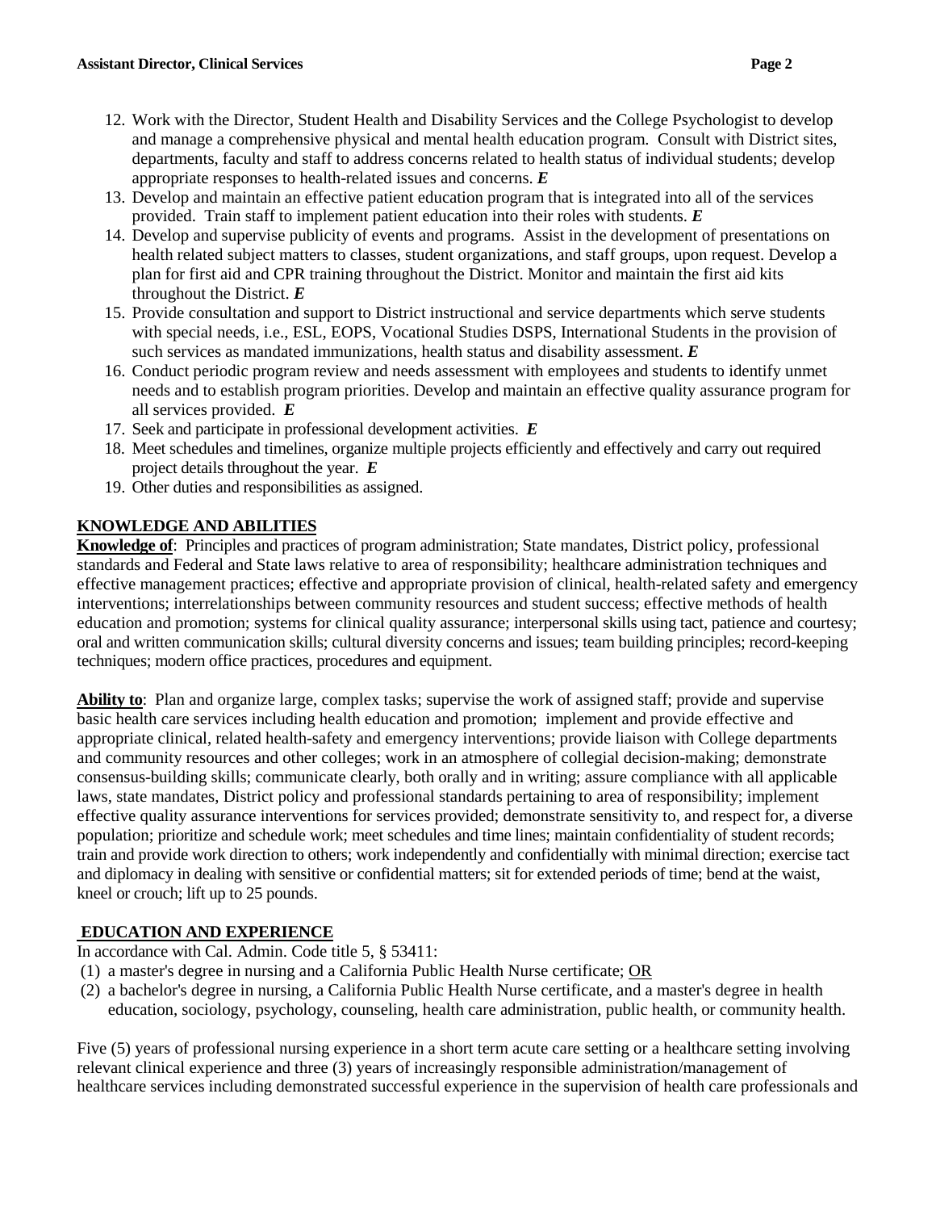12. Work with the Director, Student Health and Disability Services and the College Psychologist to develop and manage a comprehensive physical and mental health education program. Consult with District sites, departments, faculty and staff to address concerns related to health status of individual students; develop appropriate responses to health-related issues and concerns. ***E***
13. Develop and maintain an effective patient education program that is integrated into all of the services provided. Train staff to implement patient education into their roles with students. ***E***
14. Develop and supervise publicity of events and programs. Assist in the development of presentations on health related subject matters to classes, student organizations, and staff groups, upon request. Develop a plan for first aid and CPR training throughout the District. Monitor and maintain the first aid kits throughout the District. ***E***
15. Provide consultation and support to District instructional and service departments which serve students with special needs, i.e., ESL, EOPS, Vocational Studies DSPS, International Students in the provision of such services as mandated immunizations, health status and disability assessment. ***E***
16. Conduct periodic program review and needs assessment with employees and students to identify unmet needs and to establish program priorities. Develop and maintain an effective quality assurance program for all services provided. ***E***
17. Seek and participate in professional development activities. ***E***
18. Meet schedules and timelines, organize multiple projects efficiently and effectively and carry out required project details throughout the year. ***E***
19. Other duties and responsibilities as assigned.

## KNOWLEDGE AND ABILITIES

**Knowledge of**: Principles and practices of program administration; State mandates, District policy, professional standards and Federal and State laws relative to area of responsibility; healthcare administration techniques and effective management practices; effective and appropriate provision of clinical, health-related safety and emergency interventions; interrelationships between community resources and student success; effective methods of health education and promotion; systems for clinical quality assurance; interpersonal skills using tact, patience and courtesy; oral and written communication skills; cultural diversity concerns and issues; team building principles; record-keeping techniques; modern office practices, procedures and equipment.

**Ability to**: Plan and organize large, complex tasks; supervise the work of assigned staff; provide and supervise basic health care services including health education and promotion; implement and provide effective and appropriate clinical, related health-safety and emergency interventions; provide liaison with College departments and community resources and other colleges; work in an atmosphere of collegial decision-making; demonstrate consensus-building skills; communicate clearly, both orally and in writing; assure compliance with all applicable laws, state mandates, District policy and professional standards pertaining to area of responsibility; implement effective quality assurance interventions for services provided; demonstrate sensitivity to, and respect for, a diverse population; prioritize and schedule work; meet schedules and time lines; maintain confidentiality of student records; train and provide work direction to others; work independently and confidentially with minimal direction; exercise tact and diplomacy in dealing with sensitive or confidential matters; sit for extended periods of time; bend at the waist, kneel or crouch; lift up to 25 pounds.

## EDUCATION AND EXPERIENCE

In accordance with Cal. Admin. Code title 5, § 53411:

(1) a master's degree in nursing and a California Public Health Nurse certificate; OR
(2) a bachelor's degree in nursing, a California Public Health Nurse certificate, and a master's degree in health education, sociology, psychology, counseling, health care administration, public health, or community health.

Five (5) years of professional nursing experience in a short term acute care setting or a healthcare setting involving relevant clinical experience and three (3) years of increasingly responsible administration/management of healthcare services including demonstrated successful experience in the supervision of health care professionals and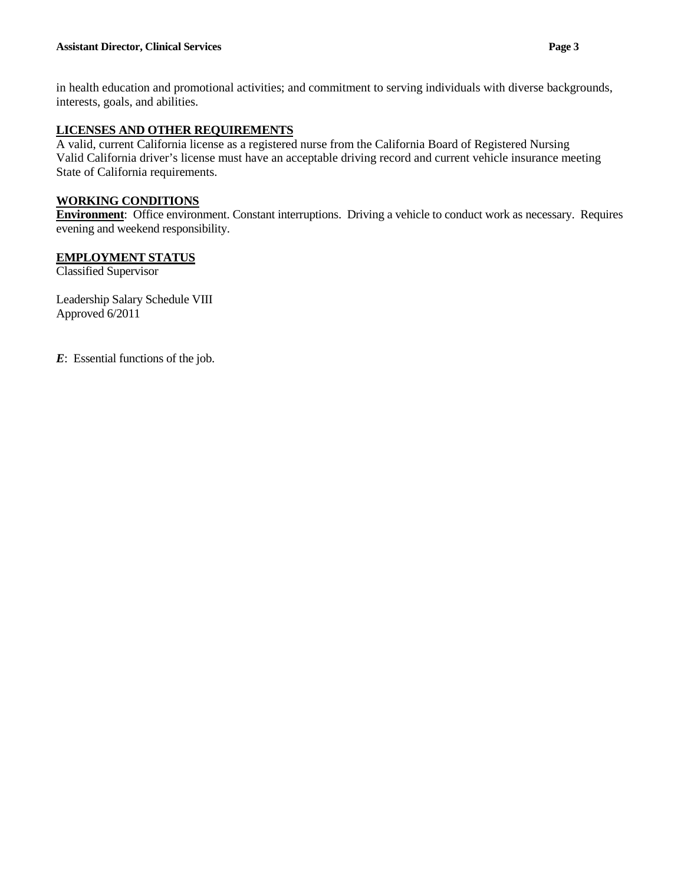in health education and promotional activities; and commitment to serving individuals with diverse backgrounds, interests, goals, and abilities.

## LICENSES AND OTHER REQUIREMENTS

A valid, current California license as a registered nurse from the California Board of Registered Nursing
Valid California driver's license must have an acceptable driving record and current vehicle insurance meeting State of California requirements.

## WORKING CONDITIONS

**Environment**: Office environment. Constant interruptions. Driving a vehicle to conduct work as necessary. Requires evening and weekend responsibility.

## EMPLOYMENT STATUS

Classified Supervisor

Leadership Salary Schedule VIII
Approved 6/2011

***E***: Essential functions of the job.